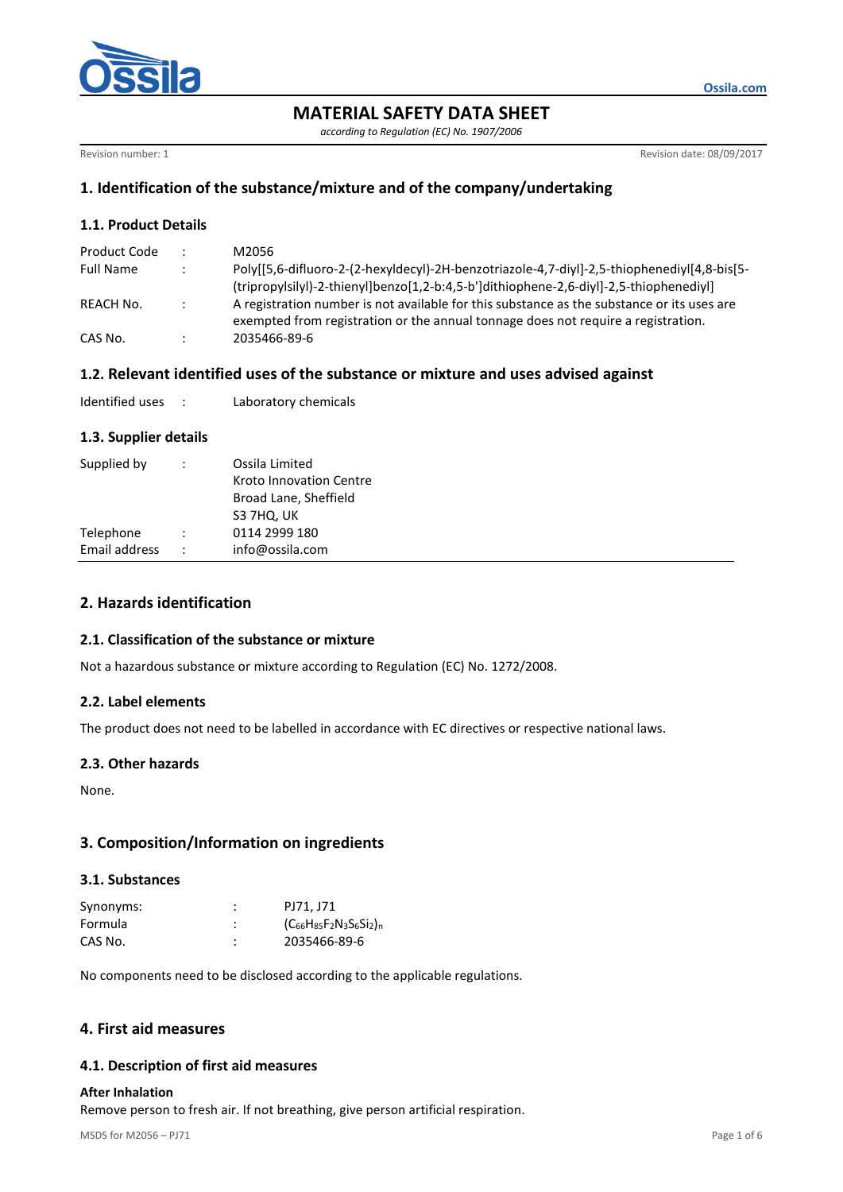# MATERIAL SAFETY DATA SHEET

*according to Regulation (EC) No. 1907/2006*

Revision number: 1

Revision date: 08/09/2017

## 1. Identification of the substance/mixture and of the company/undertaking

### 1.1. Product Details

| | | |
|---|---|---|
| Product Code | : | M2056 |
| Full Name | : | Poly[[5,6-difluoro-2-(2-hexyldecyl)-2H-benzotriazole-4,7-diyl]-2,5-thiophenediyl[4,8-bis[5-(tripropylsilyl)-2-thienyl]benzo[1,2-b:4,5-b']dithiophene-2,6-diyl]-2,5-thiophenediyl] |
| REACH No. | : | A registration number is not available for this substance as the substance or its uses are exempted from registration or the annual tonnage does not require a registration. |
| CAS No. | : | 2035466-89-6 |

### 1.2. Relevant identified uses of the substance or mixture and uses advised against

| | | |
|---|---|---|
| Identified uses | : | Laboratory chemicals |

### 1.3. Supplier details

| | | |
|---|---|---|
| Supplied by | : | Ossila Limited<br>Kroto Innovation Centre<br>Broad Lane, Sheffield<br>S3 7HQ, UK |
| Telephone | : | 0114 2999 180 |
| Email address | : | info@ossila.com |

## 2. Hazards identification

### 2.1. Classification of the substance or mixture

Not a hazardous substance or mixture according to Regulation (EC) No. 1272/2008.

### 2.2. Label elements

The product does not need to be labelled in accordance with EC directives or respective national laws.

### 2.3. Other hazards

None.

## 3. Composition/Information on ingredients

### 3.1. Substances

| | | |
|---|---|---|
| Synonyms: | : | PJ71, J71 |
| Formula | : | $(C_{66}H_{85}F_2N_3S_6Si_2)_n$ |
| CAS No. | : | 2035466-89-6 |

No components need to be disclosed according to the applicable regulations.

## 4. First aid measures

### 4.1. Description of first aid measures

**After Inhalation**

Remove person to fresh air. If not breathing, give person artificial respiration.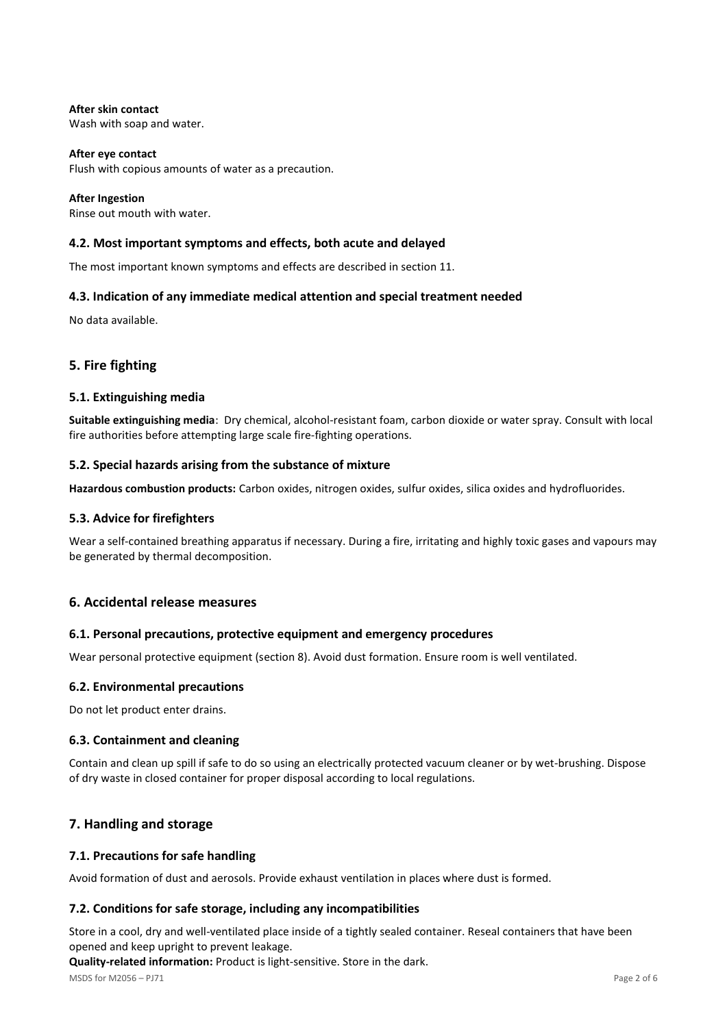**After skin contact**
Wash with soap and water.

**After eye contact**
Flush with copious amounts of water as a precaution.

**After Ingestion**
Rinse out mouth with water.

### 4.2. Most important symptoms and effects, both acute and delayed

The most important known symptoms and effects are described in section 11.

### 4.3. Indication of any immediate medical attention and special treatment needed

No data available.

## 5. Fire fighting

### 5.1. Extinguishing media

**Suitable extinguishing media**: Dry chemical, alcohol-resistant foam, carbon dioxide or water spray. Consult with local fire authorities before attempting large scale fire-fighting operations.

### 5.2. Special hazards arising from the substance of mixture

**Hazardous combustion products:** Carbon oxides, nitrogen oxides, sulfur oxides, silica oxides and hydrofluorides.

### 5.3. Advice for firefighters

Wear a self-contained breathing apparatus if necessary. During a fire, irritating and highly toxic gases and vapours may be generated by thermal decomposition.

## 6. Accidental release measures

### 6.1. Personal precautions, protective equipment and emergency procedures

Wear personal protective equipment (section 8). Avoid dust formation. Ensure room is well ventilated.

### 6.2. Environmental precautions

Do not let product enter drains.

### 6.3. Containment and cleaning

Contain and clean up spill if safe to do so using an electrically protected vacuum cleaner or by wet-brushing. Dispose of dry waste in closed container for proper disposal according to local regulations.

## 7. Handling and storage

### 7.1. Precautions for safe handling

Avoid formation of dust and aerosols. Provide exhaust ventilation in places where dust is formed.

### 7.2. Conditions for safe storage, including any incompatibilities

Store in a cool, dry and well-ventilated place inside of a tightly sealed container. Reseal containers that have been opened and keep upright to prevent leakage.
**Quality-related information:** Product is light-sensitive. Store in the dark.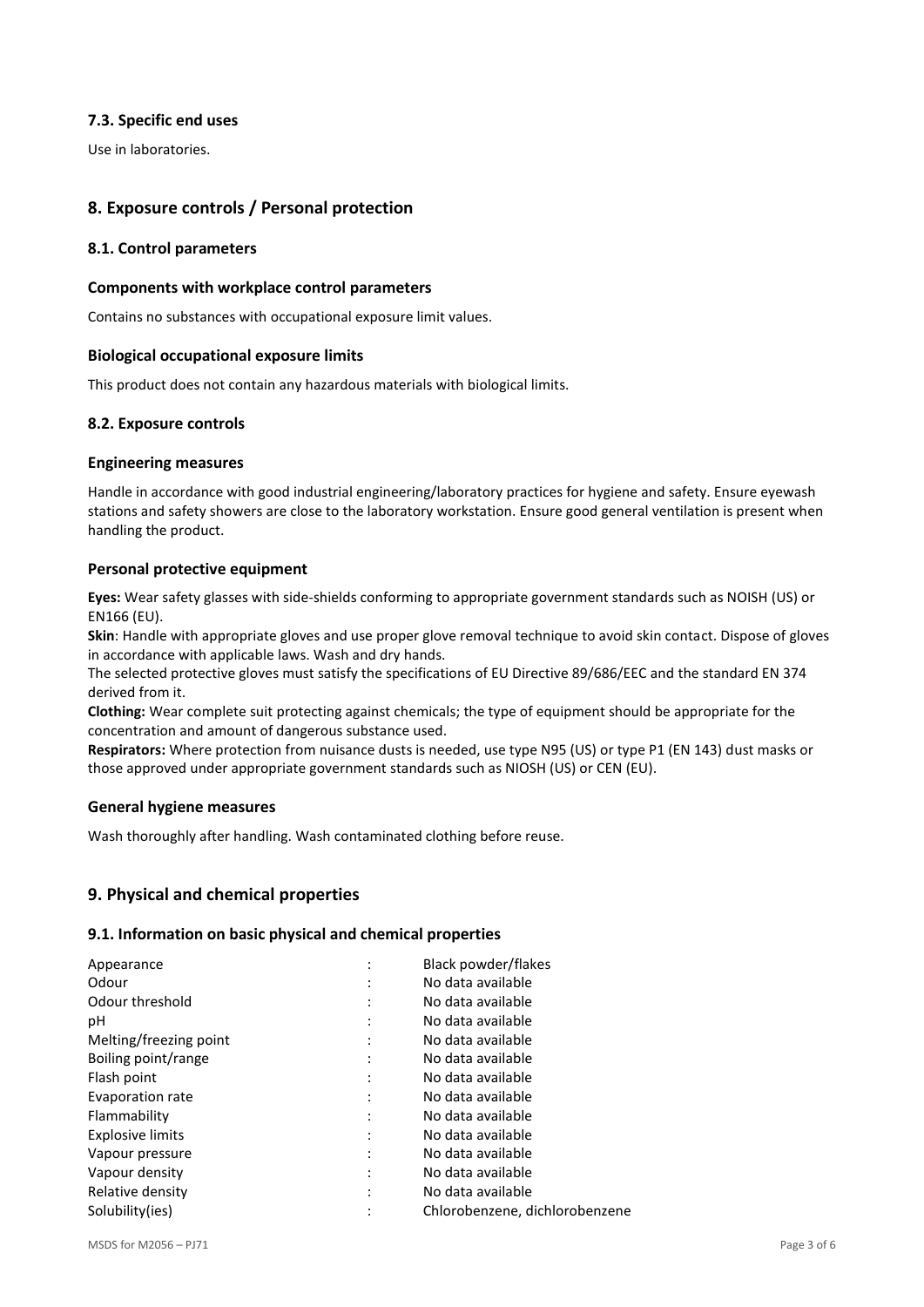### 7.3. Specific end uses

Use in laboratories.

## 8. Exposure controls / Personal protection

### 8.1. Control parameters

#### Components with workplace control parameters

Contains no substances with occupational exposure limit values.

#### Biological occupational exposure limits

This product does not contain any hazardous materials with biological limits.

### 8.2. Exposure controls

#### Engineering measures

Handle in accordance with good industrial engineering/laboratory practices for hygiene and safety. Ensure eyewash stations and safety showers are close to the laboratory workstation. Ensure good general ventilation is present when handling the product.

#### Personal protective equipment

**Eyes:** Wear safety glasses with side-shields conforming to appropriate government standards such as NOISH (US) or EN166 (EU).

**Skin**: Handle with appropriate gloves and use proper glove removal technique to avoid skin contact. Dispose of gloves in accordance with applicable laws. Wash and dry hands.

The selected protective gloves must satisfy the specifications of EU Directive 89/686/EEC and the standard EN 374 derived from it.

**Clothing:** Wear complete suit protecting against chemicals; the type of equipment should be appropriate for the concentration and amount of dangerous substance used.

**Respirators:** Where protection from nuisance dusts is needed, use type N95 (US) or type P1 (EN 143) dust masks or those approved under appropriate government standards such as NIOSH (US) or CEN (EU).

#### General hygiene measures

Wash thoroughly after handling. Wash contaminated clothing before reuse.

## 9. Physical and chemical properties

### 9.1. Information on basic physical and chemical properties

| Property | | Value |
|---|---|---|
| Appearance | : | Black powder/flakes |
| Odour | : | No data available |
| Odour threshold | : | No data available |
| pH | : | No data available |
| Melting/freezing point | : | No data available |
| Boiling point/range | : | No data available |
| Flash point | : | No data available |
| Evaporation rate | : | No data available |
| Flammability | : | No data available |
| Explosive limits | : | No data available |
| Vapour pressure | : | No data available |
| Vapour density | : | No data available |
| Relative density | : | No data available |
| Solubility(ies) | : | Chlorobenzene, dichlorobenzene |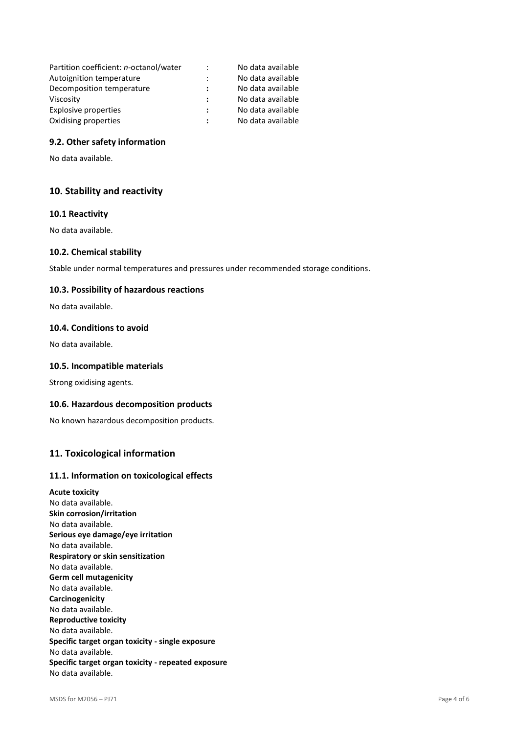| | | |
|---|---|---|
| Partition coefficient: *n*-octanol/water | : | No data available |
| Autoignition temperature | : | No data available |
| Decomposition temperature | : | No data available |
| Viscosity | : | No data available |
| Explosive properties | : | No data available |
| Oxidising properties | : | No data available |

### 9.2. Other safety information

No data available.

## 10. Stability and reactivity

### 10.1 Reactivity

No data available.

### 10.2. Chemical stability

Stable under normal temperatures and pressures under recommended storage conditions.

### 10.3. Possibility of hazardous reactions

No data available.

### 10.4. Conditions to avoid

No data available.

### 10.5. Incompatible materials

Strong oxidising agents.

### 10.6. Hazardous decomposition products

No known hazardous decomposition products.

## 11. Toxicological information

### 11.1. Information on toxicological effects

**Acute toxicity**
No data available.
**Skin corrosion/irritation**
No data available.
**Serious eye damage/eye irritation**
No data available.
**Respiratory or skin sensitization**
No data available.
**Germ cell mutagenicity**
No data available.
**Carcinogenicity**
No data available.
**Reproductive toxicity**
No data available.
**Specific target organ toxicity - single exposure**
No data available.
**Specific target organ toxicity - repeated exposure**
No data available.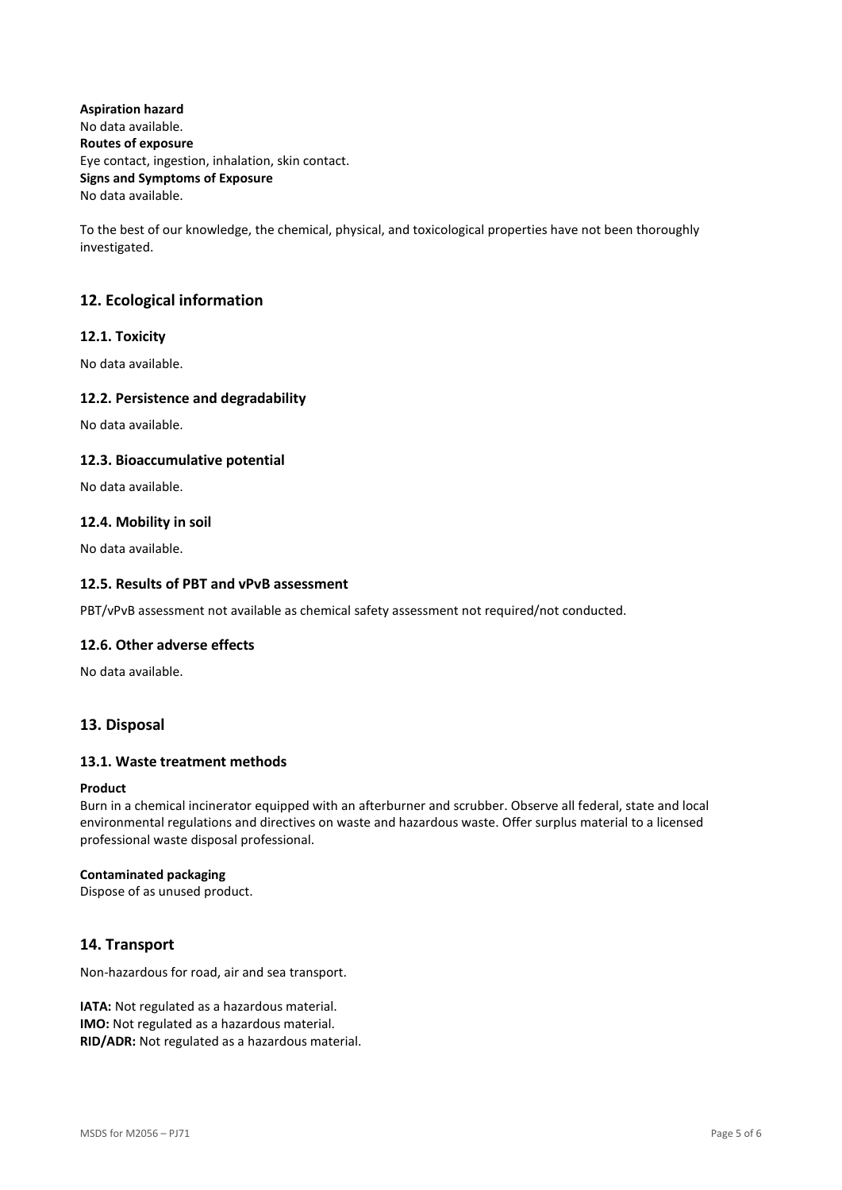**Aspiration hazard**
No data available.
**Routes of exposure**
Eye contact, ingestion, inhalation, skin contact.
**Signs and Symptoms of Exposure**
No data available.

To the best of our knowledge, the chemical, physical, and toxicological properties have not been thoroughly investigated.

## 12. Ecological information

### 12.1. Toxicity

No data available.

### 12.2. Persistence and degradability

No data available.

### 12.3. Bioaccumulative potential

No data available.

### 12.4. Mobility in soil

No data available.

### 12.5. Results of PBT and vPvB assessment

PBT/vPvB assessment not available as chemical safety assessment not required/not conducted.

### 12.6. Other adverse effects

No data available.

## 13. Disposal

### 13.1. Waste treatment methods

**Product**
Burn in a chemical incinerator equipped with an afterburner and scrubber. Observe all federal, state and local environmental regulations and directives on waste and hazardous waste. Offer surplus material to a licensed professional waste disposal professional.

**Contaminated packaging**
Dispose of as unused product.

## 14. Transport

Non-hazardous for road, air and sea transport.

**IATA:** Not regulated as a hazardous material.
**IMO:** Not regulated as a hazardous material.
**RID/ADR:** Not regulated as a hazardous material.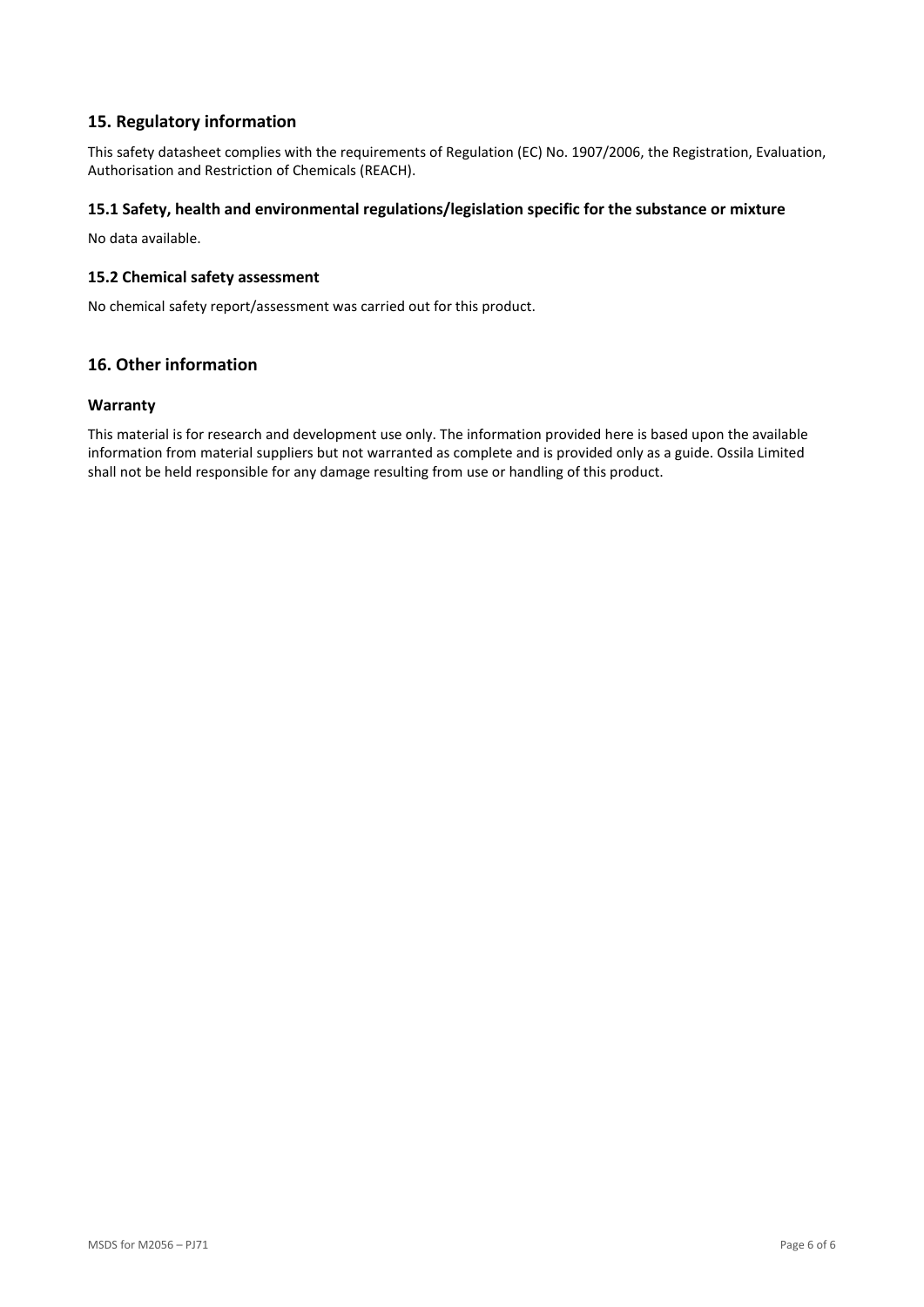## 15. Regulatory information

This safety datasheet complies with the requirements of Regulation (EC) No. 1907/2006, the Registration, Evaluation, Authorisation and Restriction of Chemicals (REACH).

### 15.1 Safety, health and environmental regulations/legislation specific for the substance or mixture

No data available.

### 15.2 Chemical safety assessment

No chemical safety report/assessment was carried out for this product.

## 16. Other information

### Warranty

This material is for research and development use only. The information provided here is based upon the available information from material suppliers but not warranted as complete and is provided only as a guide. Ossila Limited shall not be held responsible for any damage resulting from use or handling of this product.